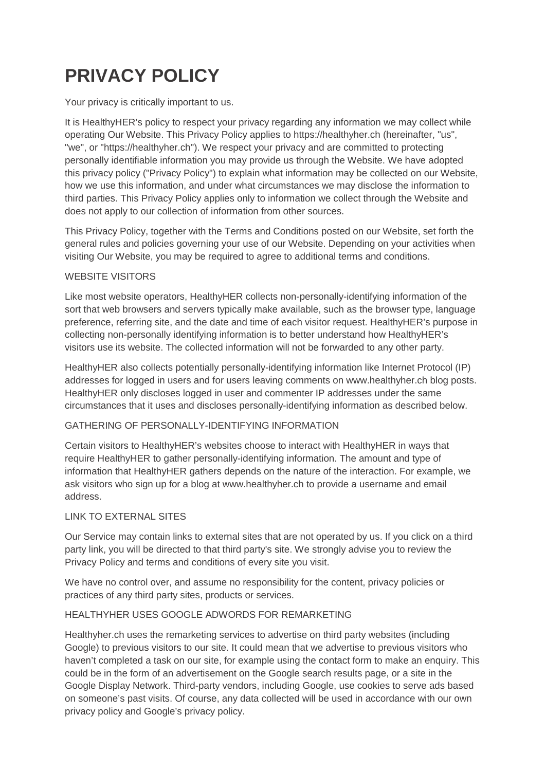# PRIVACY POLICY

Your privacy is critically important to us.

It is HealthyHER's policy to respect your privacy regarding any information we may collect while operating Our Website. This Privacy Policy applies to https://healthyher.ch (hereinafter, "us", "we", or "https://healthyher.ch"). We respect your privacy and are committed to protecting personally identifiable information you may provide us through the Website. We have adopted this privacy policy ("Privacy Policy") to explain what information may be collected on our Website, how we use this information, and under what circumstances we may disclose the information to third parties. This Privacy Policy applies only to information we collect through the Website and does not apply to our collection of information from other sources.

This Privacy Policy, together with the Terms and Conditions posted on our Website, set forth the general rules and policies governing your use of our Website. Depending on your activities when visiting Our Website, you may be required to agree to additional terms and conditions.

WEBSITE VISITORS

Like most website operators, HealthyHER collects non-personally-identifying information of the sort that web browsers and servers typically make available, such as the browser type, language preference, referring site, and the date and time of each visitor request. HealthyHER's purpose in collecting non-personally identifying information is to better understand how HealthyHER's visitors use its website. The collected information will not be forwarded to any other party.

HealthyHER also collects potentially personally-identifying information like Internet Protocol (IP) addresses for logged in users and for users leaving comments on www.healthyher.ch blog posts. HealthyHER only discloses logged in user and commenter IP addresses under the same circumstances that it uses and discloses personally-identifying information as described below.

GATHERING OF PERSONALLY-IDENTIFYING INFORMATION

Certain visitors to HealthyHER's websites choose to interact with HealthyHER in ways that require HealthyHER to gather personally-identifying information. The amount and type of information that HealthyHER gathers depends on the nature of the interaction. For example, we ask visitors who sign up for a blog at www.healthyher.ch to provide a username and email address.

LINK TO EXTERNAL SITES

Our Service may contain links to external sites that are not operated by us. If you click on a third party link, you will be directed to that third party's site. We strongly advise you to review the Privacy Policy and terms and conditions of every site you visit.

We have no control over, and assume no responsibility for the content, privacy policies or practices of any third party sites, products or services.

HEALTHYHER USES GOOGLE ADWORDS FOR REMARKETING

Healthyher.ch uses the remarketing services to advertise on third party websites (including Google) to previous visitors to our site. It could mean that we advertise to previous visitors who haven't completed a task on our site, for example using the contact form to make an enquiry. This could be in the form of an advertisement on the Google search results page, or a site in the Google Display Network. Third-party vendors, including Google, use cookies to serve ads based on someone's past visits. Of course, any data collected will be used in accordance with our own privacy policy and Google's privacy policy.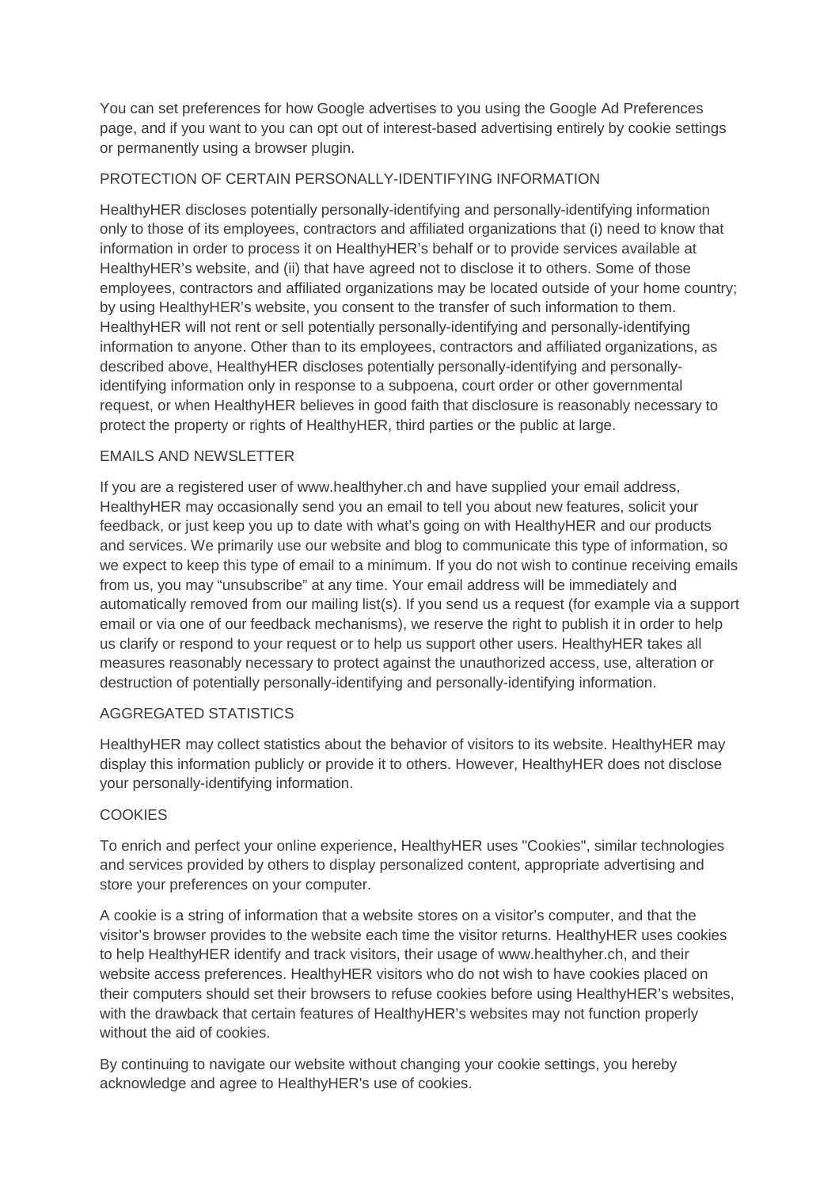You can set preferences for how Google advertises to you using the Google Ad Preferences page, and if you want to you can opt out of interest-based advertising entirely by cookie settings or permanently using a browser plugin.

## PROTECTION OF CERTAIN PERSONALLY-IDENTIFYING INFORMATION

HealthyHER discloses potentially personally-identifying and personally-identifying information only to those of its employees, contractors and affiliated organizations that (i) need to know that information in order to process it on HealthyHER's behalf or to provide services available at HealthyHER's website, and (ii) that have agreed not to disclose it to others. Some of those employees, contractors and affiliated organizations may be located outside of your home country; by using HealthyHER's website, you consent to the transfer of such information to them. HealthyHER will not rent or sell potentially personally-identifying and personally-identifying information to anyone. Other than to its employees, contractors and affiliated organizations, as described above, HealthyHER discloses potentially personally-identifying and personally-identifying information only in response to a subpoena, court order or other governmental request, or when HealthyHER believes in good faith that disclosure is reasonably necessary to protect the property or rights of HealthyHER, third parties or the public at large.

## EMAILS AND NEWSLETTER

If you are a registered user of www.healthyher.ch and have supplied your email address, HealthyHER may occasionally send you an email to tell you about new features, solicit your feedback, or just keep you up to date with what's going on with HealthyHER and our products and services. We primarily use our website and blog to communicate this type of information, so we expect to keep this type of email to a minimum. If you do not wish to continue receiving emails from us, you may "unsubscribe" at any time. Your email address will be immediately and automatically removed from our mailing list(s). If you send us a request (for example via a support email or via one of our feedback mechanisms), we reserve the right to publish it in order to help us clarify or respond to your request or to help us support other users. HealthyHER takes all measures reasonably necessary to protect against the unauthorized access, use, alteration or destruction of potentially personally-identifying and personally-identifying information.

## AGGREGATED STATISTICS

HealthyHER may collect statistics about the behavior of visitors to its website. HealthyHER may display this information publicly or provide it to others. However, HealthyHER does not disclose your personally-identifying information.

## COOKIES

To enrich and perfect your online experience, HealthyHER uses "Cookies", similar technologies and services provided by others to display personalized content, appropriate advertising and store your preferences on your computer.

A cookie is a string of information that a website stores on a visitor's computer, and that the visitor's browser provides to the website each time the visitor returns. HealthyHER uses cookies to help HealthyHER identify and track visitors, their usage of www.healthyher.ch, and their website access preferences. HealthyHER visitors who do not wish to have cookies placed on their computers should set their browsers to refuse cookies before using HealthyHER's websites, with the drawback that certain features of HealthyHER's websites may not function properly without the aid of cookies.

By continuing to navigate our website without changing your cookie settings, you hereby acknowledge and agree to HealthyHER's use of cookies.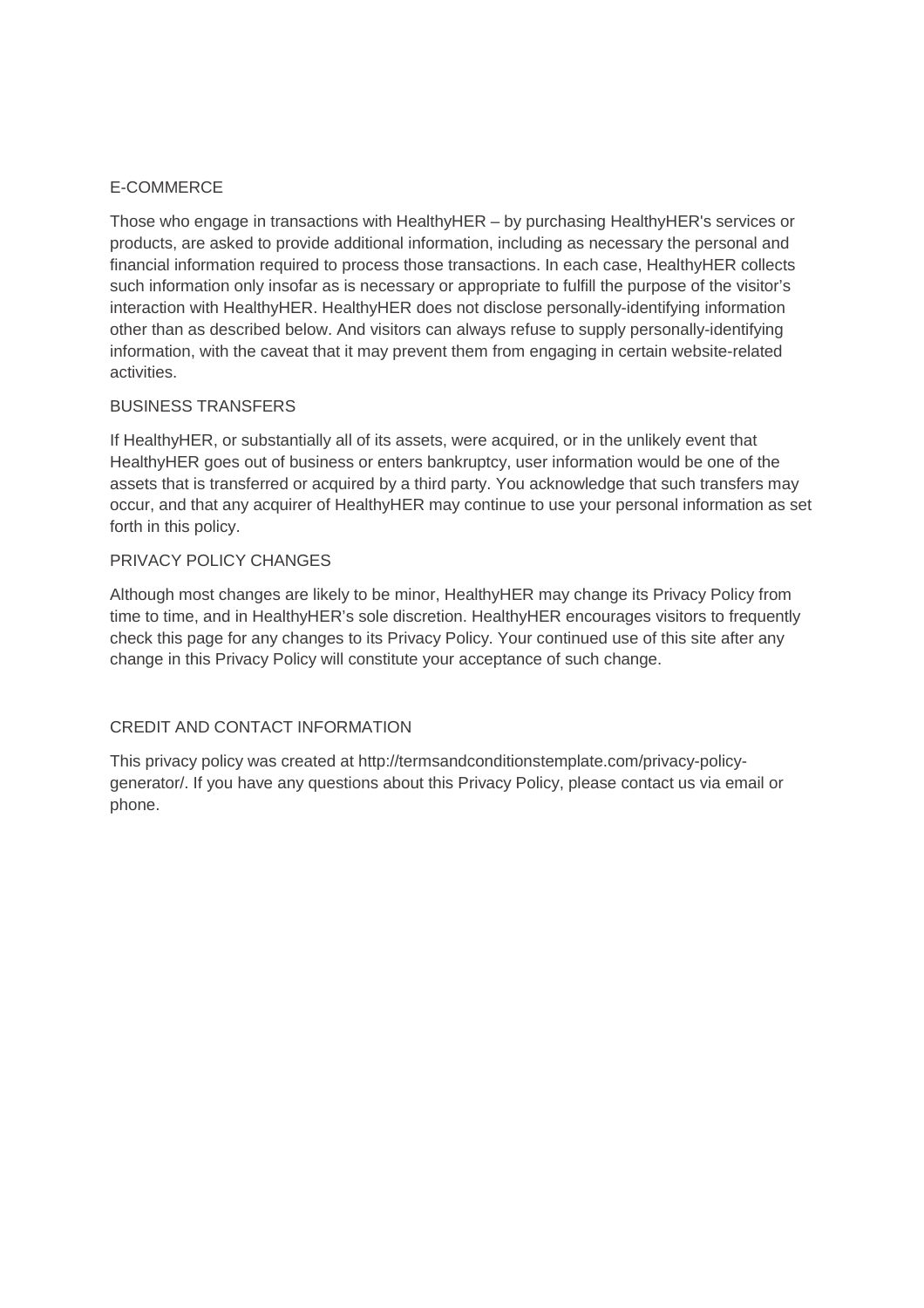## E-COMMERCE

Those who engage in transactions with HealthyHER – by purchasing HealthyHER's services or products, are asked to provide additional information, including as necessary the personal and financial information required to process those transactions. In each case, HealthyHER collects such information only insofar as is necessary or appropriate to fulfill the purpose of the visitor's interaction with HealthyHER. HealthyHER does not disclose personally-identifying information other than as described below. And visitors can always refuse to supply personally-identifying information, with the caveat that it may prevent them from engaging in certain website-related activities.

## BUSINESS TRANSFERS

If HealthyHER, or substantially all of its assets, were acquired, or in the unlikely event that HealthyHER goes out of business or enters bankruptcy, user information would be one of the assets that is transferred or acquired by a third party. You acknowledge that such transfers may occur, and that any acquirer of HealthyHER may continue to use your personal information as set forth in this policy.

## PRIVACY POLICY CHANGES

Although most changes are likely to be minor, HealthyHER may change its Privacy Policy from time to time, and in HealthyHER's sole discretion. HealthyHER encourages visitors to frequently check this page for any changes to its Privacy Policy. Your continued use of this site after any change in this Privacy Policy will constitute your acceptance of such change.

## CREDIT AND CONTACT INFORMATION

This privacy policy was created at http://termsandconditionstemplate.com/privacy-policy-generator/. If you have any questions about this Privacy Policy, please contact us via email or phone.